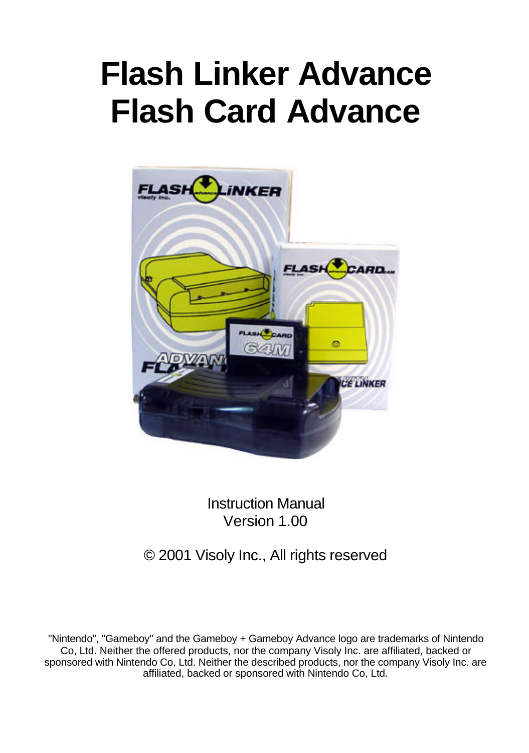# Flash Linker Advance
# Flash Card Advance

Instruction Manual
Version 1.00

© 2001 Visoly Inc., All rights reserved

"Nintendo", "Gameboy" and the Gameboy + Gameboy Advance logo are trademarks of Nintendo Co, Ltd. Neither the offered products, nor the company Visoly Inc. are affiliated, backed or sponsored with Nintendo Co, Ltd. Neither the described products, nor the company Visoly Inc. are affiliated, backed or sponsored with Nintendo Co, Ltd.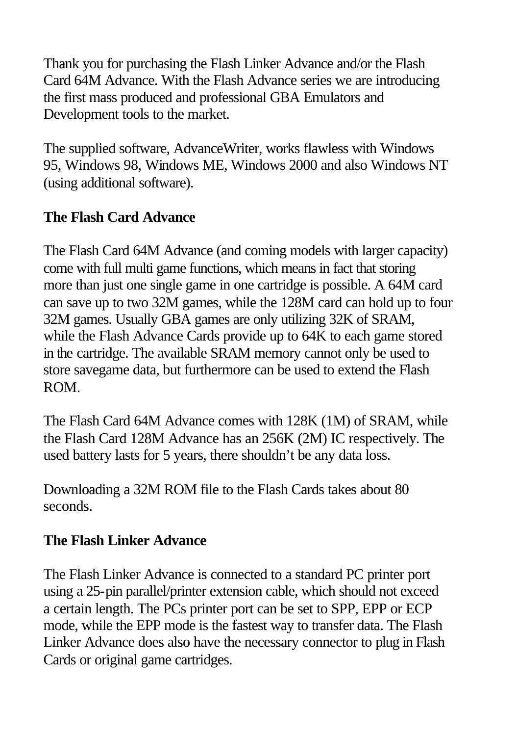Thank you for purchasing the Flash Linker Advance and/or the Flash Card 64M Advance. With the Flash Advance series we are introducing the first mass produced and professional GBA Emulators and Development tools to the market.

The supplied software, AdvanceWriter, works flawless with Windows 95, Windows 98, Windows ME, Windows 2000 and also Windows NT (using additional software).

## The Flash Card Advance

The Flash Card 64M Advance (and coming models with larger capacity) come with full multi game functions, which means in fact that storing more than just one single game in one cartridge is possible. A 64M card can save up to two 32M games, while the 128M card can hold up to four 32M games. Usually GBA games are only utilizing 32K of SRAM, while the Flash Advance Cards provide up to 64K to each game stored in the cartridge. The available SRAM memory cannot only be used to store savegame data, but furthermore can be used to extend the Flash ROM.

The Flash Card 64M Advance comes with 128K (1M) of SRAM, while the Flash Card 128M Advance has an 256K (2M) IC respectively. The used battery lasts for 5 years, there shouldn't be any data loss.

Downloading a 32M ROM file to the Flash Cards takes about 80 seconds.

## The Flash Linker Advance

The Flash Linker Advance is connected to a standard PC printer port using a 25-pin parallel/printer extension cable, which should not exceed a certain length. The PCs printer port can be set to SPP, EPP or ECP mode, while the EPP mode is the fastest way to transfer data. The Flash Linker Advance does also have the necessary connector to plug in Flash Cards or original game cartridges.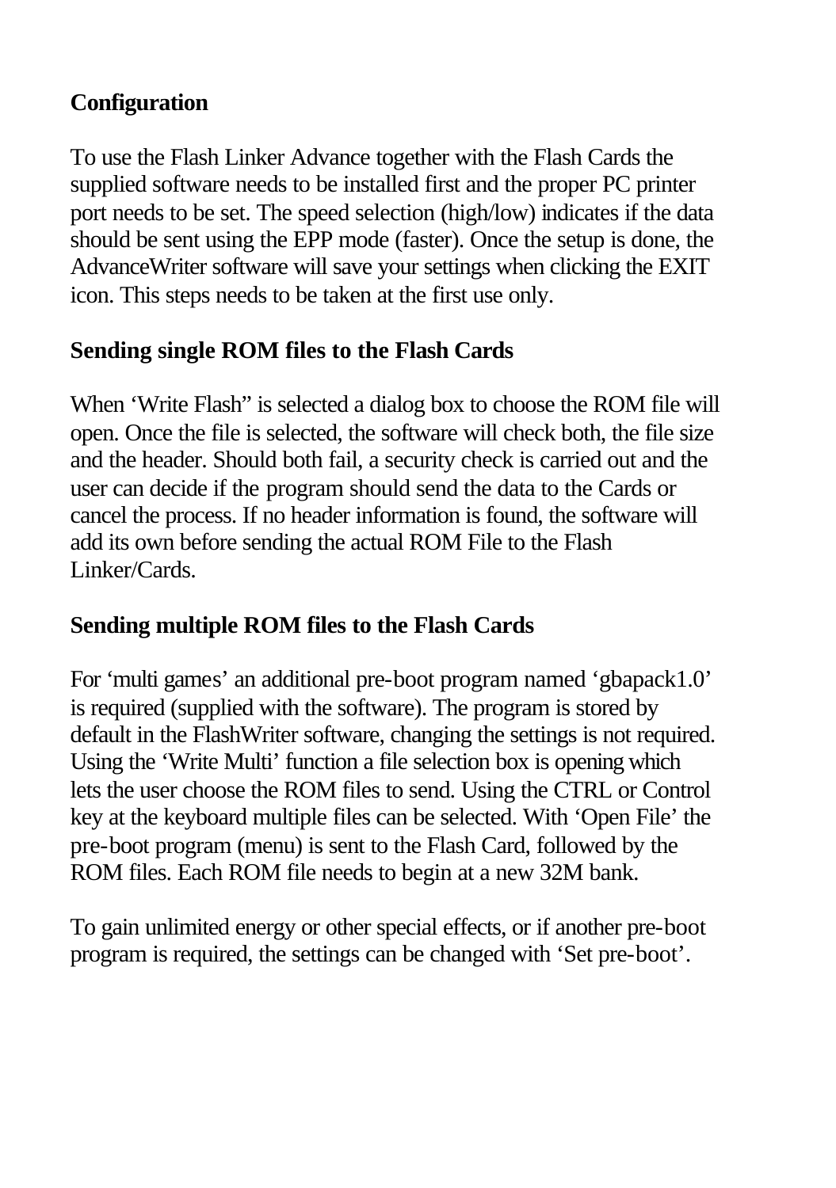## Configuration

To use the Flash Linker Advance together with the Flash Cards the supplied software needs to be installed first and the proper PC printer port needs to be set. The speed selection (high/low) indicates if the data should be sent using the EPP mode (faster). Once the setup is done, the AdvanceWriter software will save your settings when clicking the EXIT icon. This steps needs to be taken at the first use only.

## Sending single ROM files to the Flash Cards

When 'Write Flash" is selected a dialog box to choose the ROM file will open. Once the file is selected, the software will check both, the file size and the header. Should both fail, a security check is carried out and the user can decide if the program should send the data to the Cards or cancel the process. If no header information is found, the software will add its own before sending the actual ROM File to the Flash Linker/Cards.

## Sending multiple ROM files to the Flash Cards

For 'multi games' an additional pre-boot program named 'gbapack1.0' is required (supplied with the software). The program is stored by default in the FlashWriter software, changing the settings is not required. Using the 'Write Multi' function a file selection box is opening which lets the user choose the ROM files to send. Using the CTRL or Control key at the keyboard multiple files can be selected. With 'Open File' the pre-boot program (menu) is sent to the Flash Card, followed by the ROM files. Each ROM file needs to begin at a new 32M bank.

To gain unlimited energy or other special effects, or if another pre-boot program is required, the settings can be changed with 'Set pre-boot'.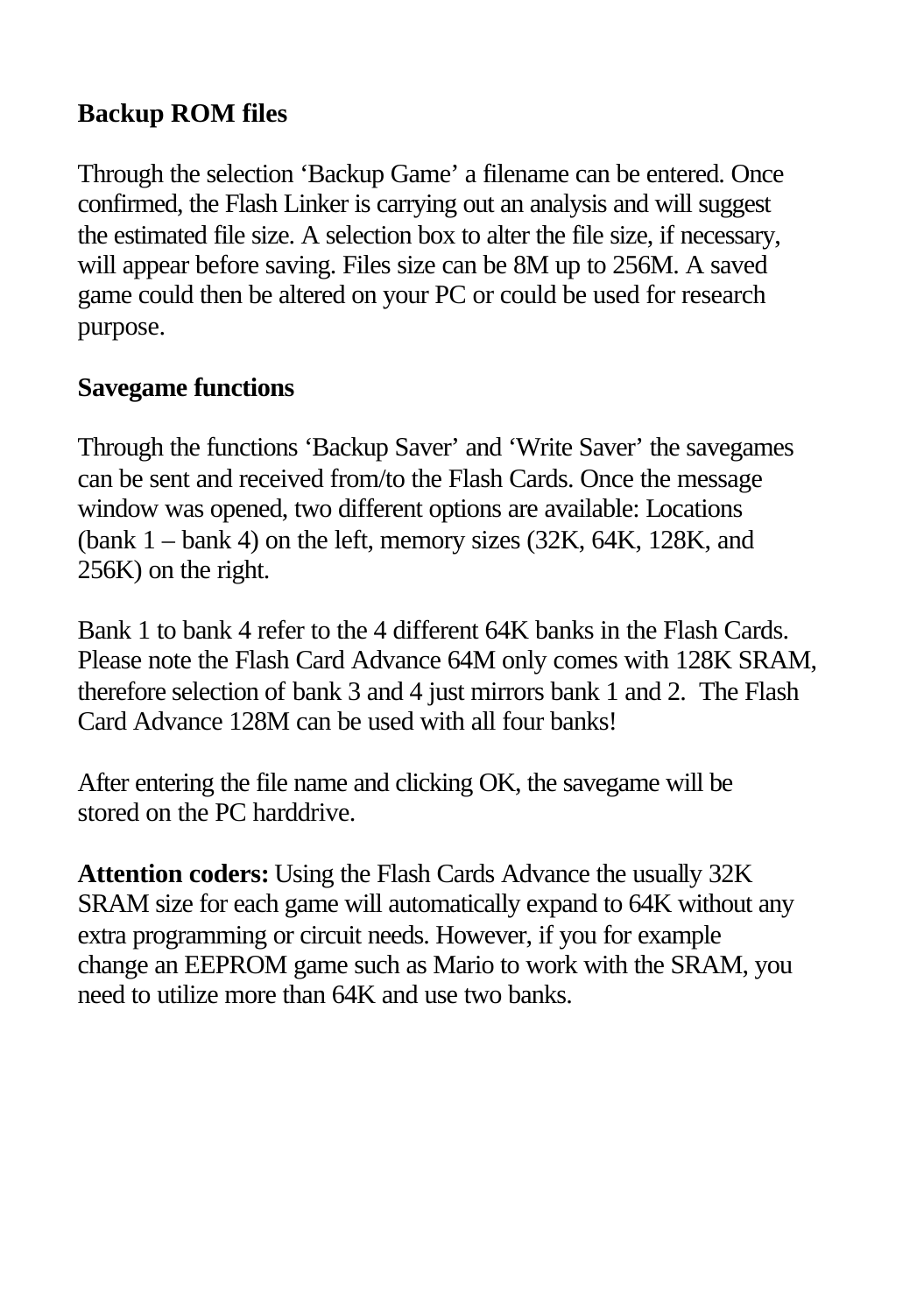**Backup ROM files**

Through the selection 'Backup Game' a filename can be entered. Once confirmed, the Flash Linker is carrying out an analysis and will suggest the estimated file size. A selection box to alter the file size, if necessary, will appear before saving. Files size can be 8M up to 256M. A saved game could then be altered on your PC or could be used for research purpose.

**Savegame functions**

Through the functions 'Backup Saver' and 'Write Saver' the savegames can be sent and received from/to the Flash Cards. Once the message window was opened, two different options are available: Locations (bank 1 – bank 4) on the left, memory sizes (32K, 64K, 128K, and 256K) on the right.

Bank 1 to bank 4 refer to the 4 different 64K banks in the Flash Cards. Please note the Flash Card Advance 64M only comes with 128K SRAM, therefore selection of bank 3 and 4 just mirrors bank 1 and 2. The Flash Card Advance 128M can be used with all four banks!

After entering the file name and clicking OK, the savegame will be stored on the PC harddrive.

**Attention coders:** Using the Flash Cards Advance the usually 32K SRAM size for each game will automatically expand to 64K without any extra programming or circuit needs. However, if you for example change an EEPROM game such as Mario to work with the SRAM, you need to utilize more than 64K and use two banks.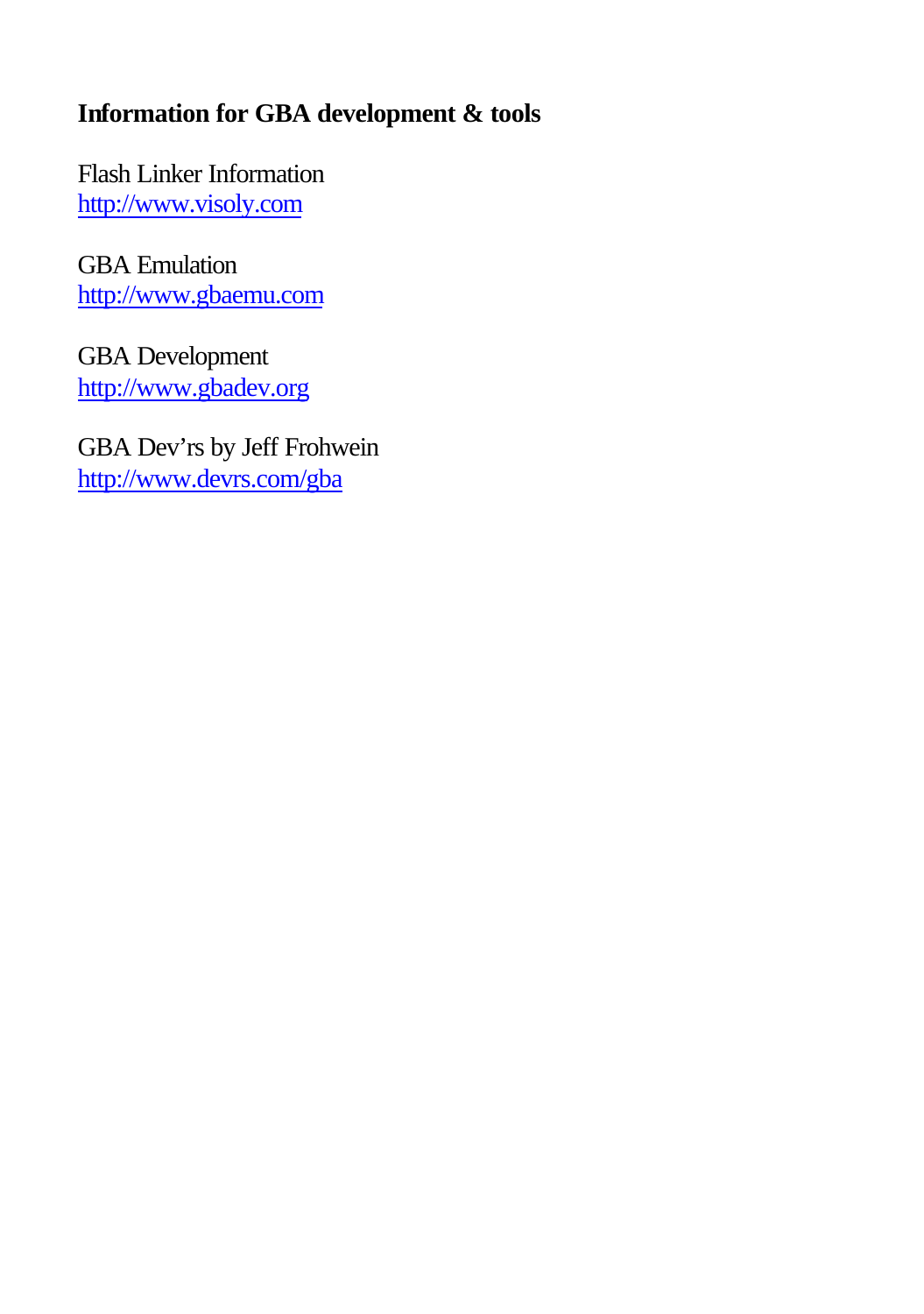## Information for GBA development & tools

Flash Linker Information
http://www.visoly.com

GBA Emulation
http://www.gbaemu.com

GBA Development
http://www.gbadev.org

GBA Dev'rs by Jeff Frohwein
http://www.devrs.com/gba